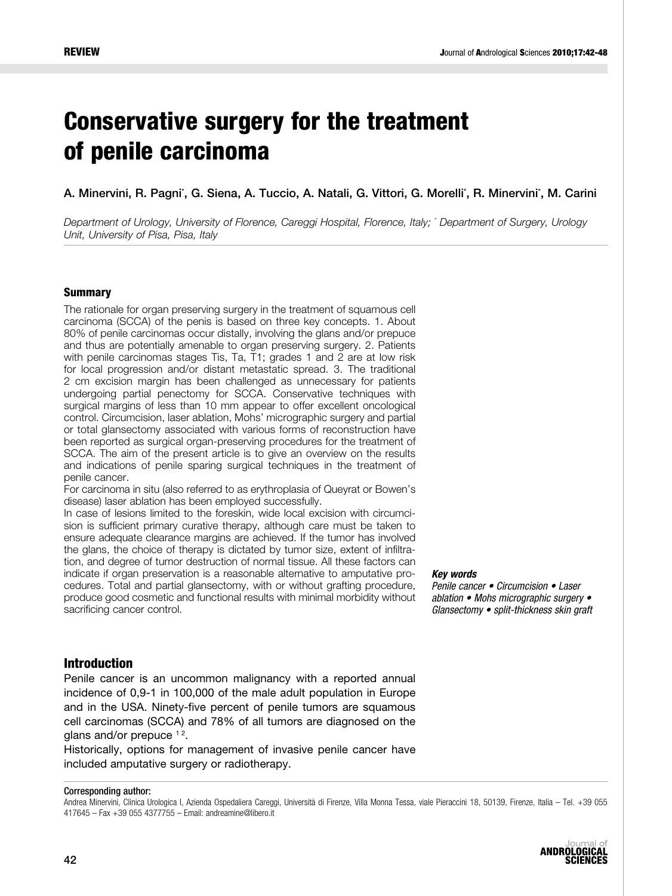REVIEW

# Conservative surgery for the treatment of penile carcinoma

A. Minervini, R. Pagni*, G. Siena, A. Tuccio, A. Natali, G. Vittori, G. Morelli*, R. Minervini*, M. Carini

*Department of Urology, University of Florence, Careggi Hospital, Florence, Italy; * Department of Surgery, Urology Unit, University of Pisa, Pisa, Italy*

## Summary

The rationale for organ preserving surgery in the treatment of squamous cell carcinoma (SCCA) of the penis is based on three key concepts. 1. About 80% of penile carcinomas occur distally, involving the glans and/or prepuce and thus are potentially amenable to organ preserving surgery. 2. Patients with penile carcinomas stages Tis, Ta, T1; grades 1 and 2 are at low risk for local progression and/or distant metastatic spread. 3. The traditional 2 cm excision margin has been challenged as unnecessary for patients undergoing partial penectomy for SCCA. Conservative techniques with surgical margins of less than 10 mm appear to offer excellent oncological control. Circumcision, laser ablation, Mohs' micrographic surgery and partial or total glansectomy associated with various forms of reconstruction have been reported as surgical organ-preserving procedures for the treatment of SCCA. The aim of the present article is to give an overview on the results and indications of penile sparing surgical techniques in the treatment of penile cancer.

For carcinoma in situ (also referred to as erythroplasia of Queyrat or Bowen's disease) laser ablation has been employed successfully.

In case of lesions limited to the foreskin, wide local excision with circumcision is sufficient primary curative therapy, although care must be taken to ensure adequate clearance margins are achieved. If the tumor has involved the glans, the choice of therapy is dictated by tumor size, extent of infiltration, and degree of tumor destruction of normal tissue. All these factors can indicate if organ preservation is a reasonable alternative to amputative procedures. Total and partial glansectomy, with or without grafting procedure, produce good cosmetic and functional results with minimal morbidity without sacrificing cancer control.

***Key words***

*Penile cancer • Circumcision • Laser ablation • Mohs micrographic surgery • Glansectomy • split-thickness skin graft*

## Introduction

Penile cancer is an uncommon malignancy with a reported annual incidence of 0,9-1 in 100,000 of the male adult population in Europe and in the USA. Ninety-five percent of penile tumors are squamous cell carcinomas (SCCA) and 78% of all tumors are diagnosed on the glans and/or prepuce [1 2].

Historically, options for management of invasive penile cancer have included amputative surgery or radiotherapy.

**Corresponding author:**

Andrea Minervini, Clinica Urologica I, Azienda Ospedaliera Careggi, Università di Firenze, Villa Monna Tessa, viale Pieraccini 18, 50139, Firenze, Italia – Tel. +39 055 417645 – Fax +39 055 4377755 – Email: andreamine@libero.it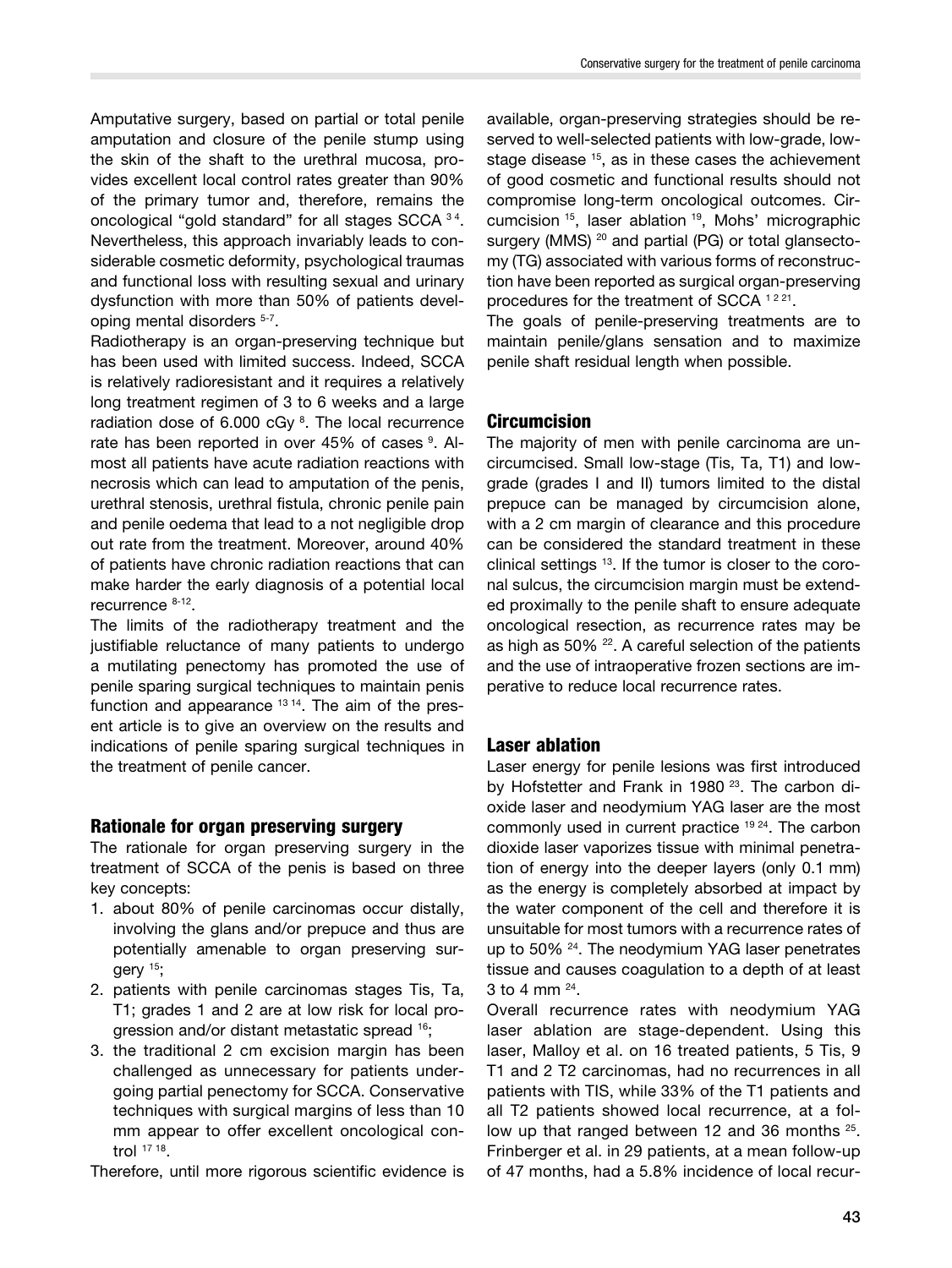Amputative surgery, based on partial or total penile amputation and closure of the penile stump using the skin of the shaft to the urethral mucosa, provides excellent local control rates greater than 90% of the primary tumor and, therefore, remains the oncological "gold standard" for all stages SCCA [3 4]. Nevertheless, this approach invariably leads to considerable cosmetic deformity, psychological traumas and functional loss with resulting sexual and urinary dysfunction with more than 50% of patients developing mental disorders [5-7].

Radiotherapy is an organ-preserving technique but has been used with limited success. Indeed, SCCA is relatively radioresistant and it requires a relatively long treatment regimen of 3 to 6 weeks and a large radiation dose of 6.000 cGy [8]. The local recurrence rate has been reported in over 45% of cases [9]. Almost all patients have acute radiation reactions with necrosis which can lead to amputation of the penis, urethral stenosis, urethral fistula, chronic penile pain and penile oedema that lead to a not negligible drop out rate from the treatment. Moreover, around 40% of patients have chronic radiation reactions that can make harder the early diagnosis of a potential local recurrence [8-12].

The limits of the radiotherapy treatment and the justifiable reluctance of many patients to undergo a mutilating penectomy has promoted the use of penile sparing surgical techniques to maintain penis function and appearance [13 14]. The aim of the present article is to give an overview on the results and indications of penile sparing surgical techniques in the treatment of penile cancer.

## Rationale for organ preserving surgery

The rationale for organ preserving surgery in the treatment of SCCA of the penis is based on three key concepts:

1. about 80% of penile carcinomas occur distally, involving the glans and/or prepuce and thus are potentially amenable to organ preserving surgery [15];
2. patients with penile carcinomas stages Tis, Ta, T1; grades 1 and 2 are at low risk for local progression and/or distant metastatic spread [16];
3. the traditional 2 cm excision margin has been challenged as unnecessary for patients undergoing partial penectomy for SCCA. Conservative techniques with surgical margins of less than 10 mm appear to offer excellent oncological control [17 18].

Therefore, until more rigorous scientific evidence is available, organ-preserving strategies should be reserved to well-selected patients with low-grade, low-stage disease [15], as in these cases the achievement of good cosmetic and functional results should not compromise long-term oncological outcomes. Circumcision [15], laser ablation [19], Mohs' micrographic surgery (MMS) [20] and partial (PG) or total glansectomy (TG) associated with various forms of reconstruction have been reported as surgical organ-preserving procedures for the treatment of SCCA [1 2 21].

The goals of penile-preserving treatments are to maintain penile/glans sensation and to maximize penile shaft residual length when possible.

## Circumcision

The majority of men with penile carcinoma are uncircumcised. Small low-stage (Tis, Ta, T1) and low-grade (grades I and II) tumors limited to the distal prepuce can be managed by circumcision alone, with a 2 cm margin of clearance and this procedure can be considered the standard treatment in these clinical settings [13]. If the tumor is closer to the coronal sulcus, the circumcision margin must be extended proximally to the penile shaft to ensure adequate oncological resection, as recurrence rates may be as high as 50% [22]. A careful selection of the patients and the use of intraoperative frozen sections are imperative to reduce local recurrence rates.

## Laser ablation

Laser energy for penile lesions was first introduced by Hofstetter and Frank in 1980 [23]. The carbon dioxide laser and neodymium YAG laser are the most commonly used in current practice [19 24]. The carbon dioxide laser vaporizes tissue with minimal penetration of energy into the deeper layers (only 0.1 mm) as the energy is completely absorbed at impact by the water component of the cell and therefore it is unsuitable for most tumors with a recurrence rates of up to 50% [24]. The neodymium YAG laser penetrates tissue and causes coagulation to a depth of at least 3 to 4 mm [24].

Overall recurrence rates with neodymium YAG laser ablation are stage-dependent. Using this laser, Malloy et al. on 16 treated patients, 5 Tis, 9 T1 and 2 T2 carcinomas, had no recurrences in all patients with TIS, while 33% of the T1 patients and all T2 patients showed local recurrence, at a follow up that ranged between 12 and 36 months [25]. Frinberger et al. in 29 patients, at a mean follow-up of 47 months, had a 5.8% incidence of local recur-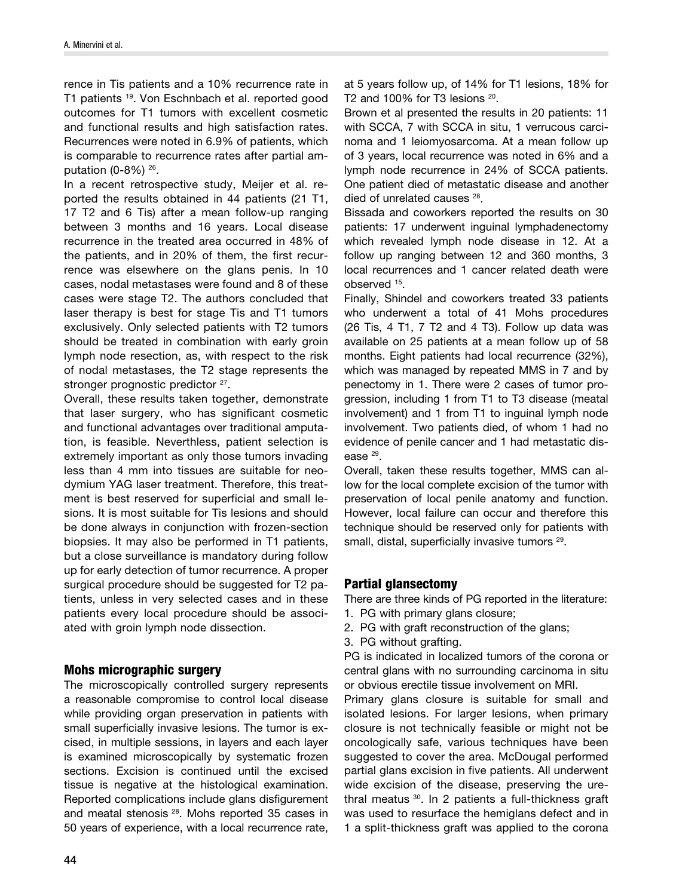rence in Tis patients and a 10% recurrence rate in T1 patients [19]. Von Eschnbach et al. reported good outcomes for T1 tumors with excellent cosmetic and functional results and high satisfaction rates. Recurrences were noted in 6.9% of patients, which is comparable to recurrence rates after partial amputation (0-8%) [26].

In a recent retrospective study, Meijer et al. reported the results obtained in 44 patients (21 T1, 17 T2 and 6 Tis) after a mean follow-up ranging between 3 months and 16 years. Local disease recurrence in the treated area occurred in 48% of the patients, and in 20% of them, the first recurrence was elsewhere on the glans penis. In 10 cases, nodal metastases were found and 8 of these cases were stage T2. The authors concluded that laser therapy is best for stage Tis and T1 tumors exclusively. Only selected patients with T2 tumors should be treated in combination with early groin lymph node resection, as, with respect to the risk of nodal metastases, the T2 stage represents the stronger prognostic predictor [27].

Overall, these results taken together, demonstrate that laser surgery, who has significant cosmetic and functional advantages over traditional amputation, is feasible. Neverthless, patient selection is extremely important as only those tumors invading less than 4 mm into tissues are suitable for neodymium YAG laser treatment. Therefore, this treatment is best reserved for superficial and small lesions. It is most suitable for Tis lesions and should be done always in conjunction with frozen-section biopsies. It may also be performed in T1 patients, but a close surveillance is mandatory during follow up for early detection of tumor recurrence. A proper surgical procedure should be suggested for T2 patients, unless in very selected cases and in these patients every local procedure should be associated with groin lymph node dissection.

## Mohs micrographic surgery

The microscopically controlled surgery represents a reasonable compromise to control local disease while providing organ preservation in patients with small superficially invasive lesions. The tumor is excised, in multiple sessions, in layers and each layer is examined microscopically by systematic frozen sections. Excision is continued until the excised tissue is negative at the histological examination. Reported complications include glans disfigurement and meatal stenosis [28]. Mohs reported 35 cases in 50 years of experience, with a local recurrence rate, at 5 years follow up, of 14% for T1 lesions, 18% for T2 and 100% for T3 lesions [20].

Brown et al presented the results in 20 patients: 11 with SCCA, 7 with SCCA in situ, 1 verrucous carcinoma and 1 leiomyosarcoma. At a mean follow up of 3 years, local recurrence was noted in 6% and a lymph node recurrence in 24% of SCCA patients. One patient died of metastatic disease and another died of unrelated causes [28].

Bissada and coworkers reported the results on 30 patients: 17 underwent inguinal lymphadenectomy which revealed lymph node disease in 12. At a follow up ranging between 12 and 360 months, 3 local recurrences and 1 cancer related death were observed [15].

Finally, Shindel and coworkers treated 33 patients who underwent a total of 41 Mohs procedures (26 Tis, 4 T1, 7 T2 and 4 T3). Follow up data was available on 25 patients at a mean follow up of 58 months. Eight patients had local recurrence (32%), which was managed by repeated MMS in 7 and by penectomy in 1. There were 2 cases of tumor progression, including 1 from T1 to T3 disease (meatal involvement) and 1 from T1 to inguinal lymph node involvement. Two patients died, of whom 1 had no evidence of penile cancer and 1 had metastatic disease [29].

Overall, taken these results together, MMS can allow for the local complete excision of the tumor with preservation of local penile anatomy and function. However, local failure can occur and therefore this technique should be reserved only for patients with small, distal, superficially invasive tumors [29].

## Partial glansectomy

There are three kinds of PG reported in the literature:

1. PG with primary glans closure;
2. PG with graft reconstruction of the glans;
3. PG without grafting.

PG is indicated in localized tumors of the corona or central glans with no surrounding carcinoma in situ or obvious erectile tissue involvement on MRI.

Primary glans closure is suitable for small and isolated lesions. For larger lesions, when primary closure is not technically feasible or might not be oncologically safe, various techniques have been suggested to cover the area. McDougal performed partial glans excision in five patients. All underwent wide excision of the disease, preserving the urethral meatus [30]. In 2 patients a full-thickness graft was used to resurface the hemiglans defect and in 1 a split-thickness graft was applied to the corona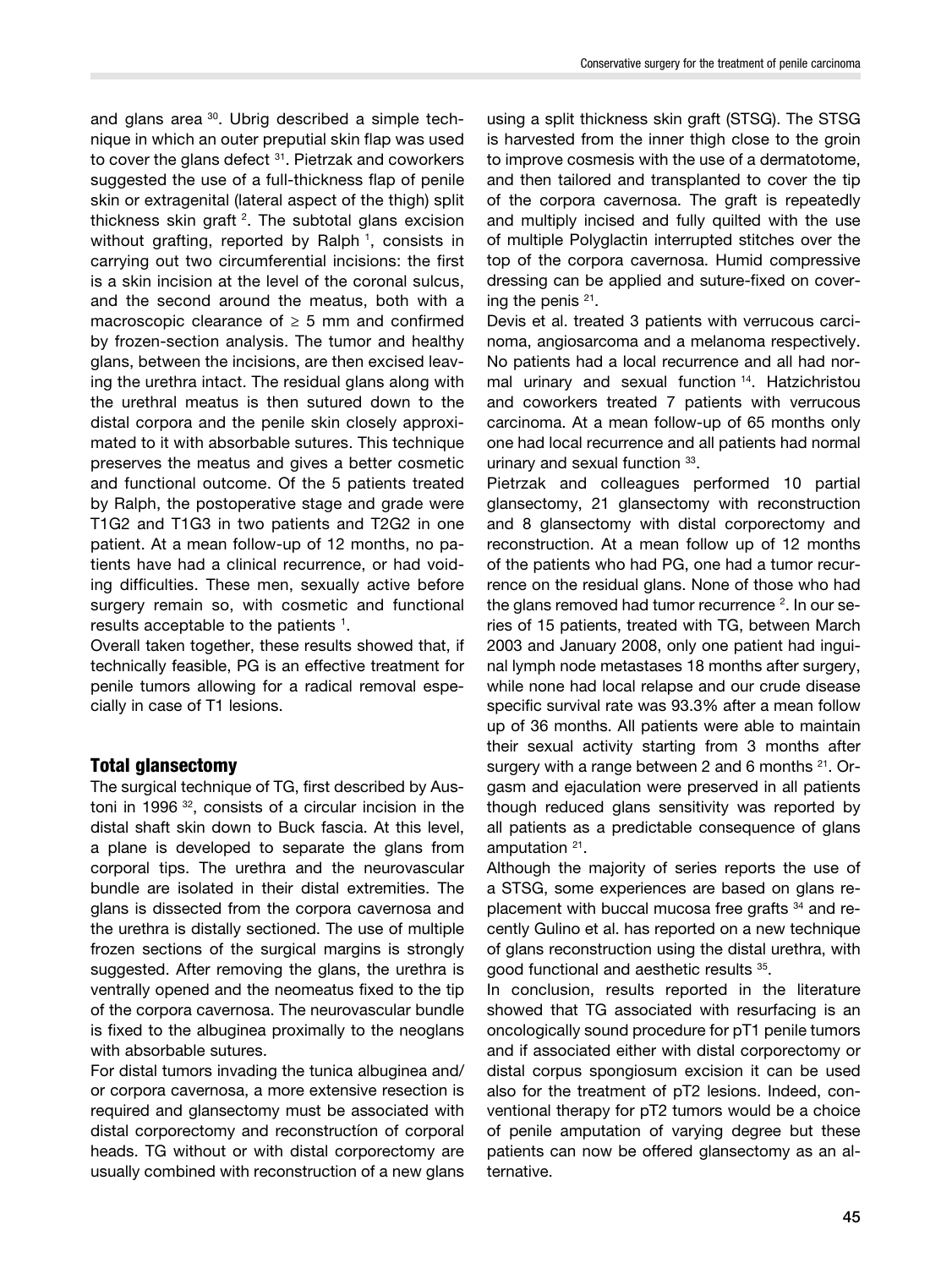and glans area [30]. Ubrig described a simple technique in which an outer preputial skin flap was used to cover the glans defect [31]. Pietrzak and coworkers suggested the use of a full-thickness flap of penile skin or extragenital (lateral aspect of the thigh) split thickness skin graft [2]. The subtotal glans excision without grafting, reported by Ralph [1], consists in carrying out two circumferential incisions: the first is a skin incision at the level of the coronal sulcus, and the second around the meatus, both with a macroscopic clearance of ≥ 5 mm and confirmed by frozen-section analysis. The tumor and healthy glans, between the incisions, are then excised leaving the urethra intact. The residual glans along with the urethral meatus is then sutured down to the distal corpora and the penile skin closely approximated to it with absorbable sutures. This technique preserves the meatus and gives a better cosmetic and functional outcome. Of the 5 patients treated by Ralph, the postoperative stage and grade were T1G2 and T1G3 in two patients and T2G2 in one patient. At a mean follow-up of 12 months, no patients have had a clinical recurrence, or had voiding difficulties. These men, sexually active before surgery remain so, with cosmetic and functional results acceptable to the patients [1].

Overall taken together, these results showed that, if technically feasible, PG is an effective treatment for penile tumors allowing for a radical removal especially in case of T1 lesions.

## Total glansectomy

The surgical technique of TG, first described by Austoni in 1996 [32], consists of a circular incision in the distal shaft skin down to Buck fascia. At this level, a plane is developed to separate the glans from corporal tips. The urethra and the neurovascular bundle are isolated in their distal extremities. The glans is dissected from the corpora cavernosa and the urethra is distally sectioned. The use of multiple frozen sections of the surgical margins is strongly suggested. After removing the glans, the urethra is ventrally opened and the neomeatus fixed to the tip of the corpora cavernosa. The neurovascular bundle is fixed to the albuginea proximally to the neoglans with absorbable sutures.

For distal tumors invading the tunica albuginea and/or corpora cavernosa, a more extensive resection is required and glansectomy must be associated with distal corporectomy and reconstructíon of corporal heads. TG without or with distal corporectomy are usually combined with reconstruction of a new glans using a split thickness skin graft (STSG). The STSG is harvested from the inner thigh close to the groin to improve cosmesis with the use of a dermatotome, and then tailored and transplanted to cover the tip of the corpora cavernosa. The graft is repeatedly and multiply incised and fully quilted with the use of multiple Polyglactin interrupted stitches over the top of the corpora cavernosa. Humid compressive dressing can be applied and suture-fixed on covering the penis [21].

Devis et al. treated 3 patients with verrucous carcinoma, angiosarcoma and a melanoma respectively. No patients had a local recurrence and all had normal urinary and sexual function [14]. Hatzichristou and coworkers treated 7 patients with verrucous carcinoma. At a mean follow-up of 65 months only one had local recurrence and all patients had normal urinary and sexual function [33].

Pietrzak and colleagues performed 10 partial glansectomy, 21 glansectomy with reconstruction and 8 glansectomy with distal corporectomy and reconstruction. At a mean follow up of 12 months of the patients who had PG, one had a tumor recurrence on the residual glans. None of those who had the glans removed had tumor recurrence [2]. In our series of 15 patients, treated with TG, between March 2003 and January 2008, only one patient had inguinal lymph node metastases 18 months after surgery, while none had local relapse and our crude disease specific survival rate was 93.3% after a mean follow up of 36 months. All patients were able to maintain their sexual activity starting from 3 months after surgery with a range between 2 and 6 months [21]. Orgasm and ejaculation were preserved in all patients though reduced glans sensitivity was reported by all patients as a predictable consequence of glans amputation [21].

Although the majority of series reports the use of a STSG, some experiences are based on glans replacement with buccal mucosa free grafts [34] and recently Gulino et al. has reported on a new technique of glans reconstruction using the distal urethra, with good functional and aesthetic results [35].

In conclusion, results reported in the literature showed that TG associated with resurfacing is an oncologically sound procedure for pT1 penile tumors and if associated either with distal corporectomy or distal corpus spongiosum excision it can be used also for the treatment of pT2 lesions. Indeed, conventional therapy for pT2 tumors would be a choice of penile amputation of varying degree but these patients can now be offered glansectomy as an alternative.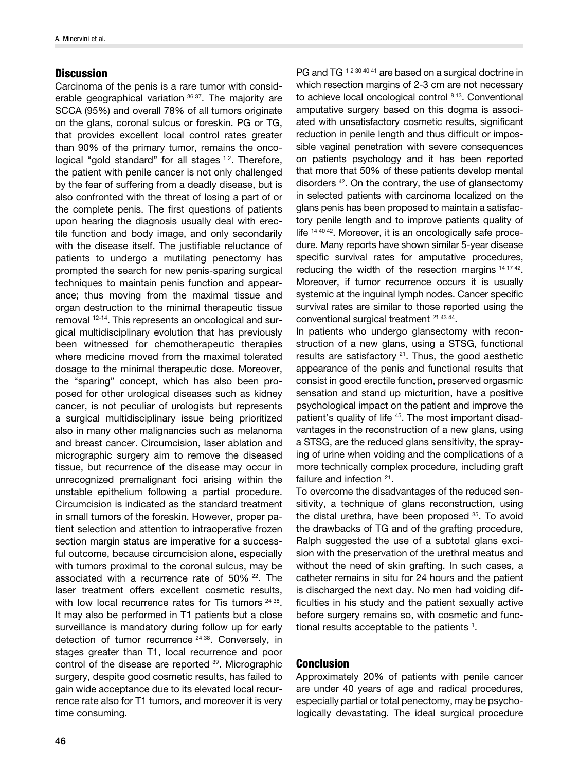## Discussion

Carcinoma of the penis is a rare tumor with considerable geographical variation [36 37]. The majority are SCCA (95%) and overall 78% of all tumors originate on the glans, coronal sulcus or foreskin. PG or TG, that provides excellent local control rates greater than 90% of the primary tumor, remains the oncological "gold standard" for all stages [1 2]. Therefore, the patient with penile cancer is not only challenged by the fear of suffering from a deadly disease, but is also confronted with the threat of losing a part of or the complete penis. The first questions of patients upon hearing the diagnosis usually deal with erectile function and body image, and only secondarily with the disease itself. The justifiable reluctance of patients to undergo a mutilating penectomy has prompted the search for new penis-sparing surgical techniques to maintain penis function and appearance; thus moving from the maximal tissue and organ destruction to the minimal therapeutic tissue removal [12-14]. This represents an oncological and surgical multidisciplinary evolution that has previously been witnessed for chemotherapeutic therapies where medicine moved from the maximal tolerated dosage to the minimal therapeutic dose. Moreover, the "sparing" concept, which has also been proposed for other urological diseases such as kidney cancer, is not peculiar of urologists but represents a surgical multidisciplinary issue being prioritized also in many other malignancies such as melanoma and breast cancer. Circumcision, laser ablation and micrographic surgery aim to remove the diseased tissue, but recurrence of the disease may occur in unrecognized premalignant foci arising within the unstable epithelium following a partial procedure. Circumcision is indicated as the standard treatment in small tumors of the foreskin. However, proper patient selection and attention to intraoperative frozen section margin status are imperative for a successful outcome, because circumcision alone, especially with tumors proximal to the coronal sulcus, may be associated with a recurrence rate of 50% [22]. The laser treatment offers excellent cosmetic results, with low local recurrence rates for Tis tumors [24 38]. It may also be performed in T1 patients but a close surveillance is mandatory during follow up for early detection of tumor recurrence [24 38]. Conversely, in stages greater than T1, local recurrence and poor control of the disease are reported [39]. Micrographic surgery, despite good cosmetic results, has failed to gain wide acceptance due to its elevated local recurrence rate also for T1 tumors, and moreover it is very time consuming.

PG and TG [1 2 30 40 41] are based on a surgical doctrine in which resection margins of 2-3 cm are not necessary to achieve local oncological control [8 13]. Conventional amputative surgery based on this dogma is associated with unsatisfactory cosmetic results, significant reduction in penile length and thus difficult or impossible vaginal penetration with severe consequences on patients psychology and it has been reported that more that 50% of these patients develop mental disorders [42]. On the contrary, the use of glansectomy in selected patients with carcinoma localized on the glans penis has been proposed to maintain a satisfactory penile length and to improve patients quality of life [14 40 42]. Moreover, it is an oncologically safe procedure. Many reports have shown similar 5-year disease specific survival rates for amputative procedures, reducing the width of the resection margins [14 17 42]. Moreover, if tumor recurrence occurs it is usually systemic at the inguinal lymph nodes. Cancer specific survival rates are similar to those reported using the conventional surgical treatment [21 43 44].

In patients who undergo glansectomy with reconstruction of a new glans, using a STSG, functional results are satisfactory [21]. Thus, the good aesthetic appearance of the penis and functional results that consist in good erectile function, preserved orgasmic sensation and stand up micturition, have a positive psychological impact on the patient and improve the patient's quality of life [45]. The most important disadvantages in the reconstruction of a new glans, using a STSG, are the reduced glans sensitivity, the spraying of urine when voiding and the complications of a more technically complex procedure, including graft failure and infection [21].

To overcome the disadvantages of the reduced sensitivity, a technique of glans reconstruction, using the distal urethra, have been proposed [35]. To avoid the drawbacks of TG and of the grafting procedure, Ralph suggested the use of a subtotal glans excision with the preservation of the urethral meatus and without the need of skin grafting. In such cases, a catheter remains in situ for 24 hours and the patient is discharged the next day. No men had voiding difficulties in his study and the patient sexually active before surgery remains so, with cosmetic and functional results acceptable to the patients [1].

## Conclusion

Approximately 20% of patients with penile cancer are under 40 years of age and radical procedures, especially partial or total penectomy, may be psychologically devastating. The ideal surgical procedure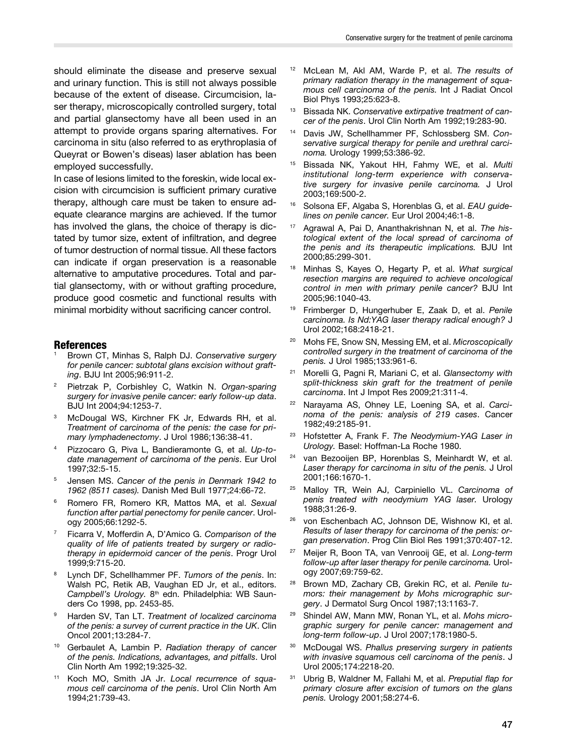should eliminate the disease and preserve sexual and urinary function. This is still not always possible because of the extent of disease. Circumcision, laser therapy, microscopically controlled surgery, total and partial glansectomy have all been used in an attempt to provide organs sparing alternatives. For carcinoma in situ (also referred to as erythroplasia of Queyrat or Bowen's diseas) laser ablation has been employed successfully.

In case of lesions limited to the foreskin, wide local excision with circumcision is sufficient primary curative therapy, although care must be taken to ensure adequate clearance margins are achieved. If the tumor has involved the glans, the choice of therapy is dictated by tumor size, extent of infiltration, and degree of tumor destruction of normal tissue. All these factors can indicate if organ preservation is a reasonable alternative to amputative procedures. Total and partial glansectomy, with or without grafting procedure, produce good cosmetic and functional results with minimal morbidity without sacrificing cancer control.

## References

1. Brown CT, Minhas S, Ralph DJ. *Conservative surgery for penile cancer: subtotal glans excision without grafting*. BJU Int 2005;96:911-2.
2. Pietrzak P, Corbishley C, Watkin N. *Organ-sparing surgery for invasive penile cancer: early follow-up data*. BJU Int 2004;94:1253-7.
3. McDougal WS, Kirchner FK Jr, Edwards RH, et al. *Treatment of carcinoma of the penis: the case for primary lymphadenectomy*. J Urol 1986;136:38-41.
4. Pizzocaro G, Piva L, Bandieramonte G, et al. *Up-to-date management of carcinoma of the penis*. Eur Urol 1997;32:5-15.
5. Jensen MS. *Cancer of the penis in Denmark 1942 to 1962 (8511 cases).* Danish Med Bull 1977;24:66-72.
6. Romero FR, Romero KR, Mattos MA, et al. *Sexual function after partial penectomy for penile cancer*. Urology 2005;66:1292-5.
7. Ficarra V, Mofferdin A, D'Amico G. *Comparison of the quality of life of patients treated by surgery or radiotherapy in epidermoid cancer of the penis*. Progr Urol 1999;9:715-20.
8. Lynch DF, Schellhammer PF. *Tumors of the penis*. In: Walsh PC, Retik AB, Vaughan ED Jr, et al., editors. *Campbell's Urology.* 8th edn. Philadelphia: WB Saunders Co 1998, pp. 2453-85.
9. Harden SV, Tan LT. *Treatment of localized carcinoma of the penis: a survey of current practice in the UK*. Clin Oncol 2001;13:284-7.
10. Gerbaulet A, Lambin P. *Radiation therapy of cancer of the penis. Indications, advantages, and pitfalls*. Urol Clin North Am 1992;19:325-32.
11. Koch MO, Smith JA Jr. *Local recurrence of squamous cell carcinoma of the penis*. Urol Clin North Am 1994;21:739-43.
12. McLean M, Akl AM, Warde P, et al. *The results of primary radiation therapy in the management of squamous cell carcinoma of the penis.* Int J Radiat Oncol Biol Phys 1993;25:623-8.
13. Bissada NK. *Conservative extirpative treatment of cancer of the penis*. Urol Clin North Am 1992;19:283-90.
14. Davis JW, Schellhammer PF, Schlossberg SM. *Conservative surgical therapy for penile and urethral carcinoma.* Urology 1999;53:386-92.
15. Bissada NK, Yakout HH, Fahmy WE, et al. *Multi institutional long-term experience with conservative surgery for invasive penile carcinoma.* J Urol 2003;169:500-2.
16. Solsona EF, Algaba S, Horenblas G, et al. *EAU guidelines on penile cancer.* Eur Urol 2004;46:1-8.
17. Agrawal A, Pai D, Ananthakrishnan N, et al. *The histological extent of the local spread of carcinoma of the penis and its therapeutic implications.* BJU Int 2000;85:299-301.
18. Minhas S, Kayes O, Hegarty P, et al. *What surgical resection margins are required to achieve oncological control in men with primary penile cancer?* BJU Int 2005;96:1040-43.
19. Frimberger D, Hungerhuber E, Zaak D, et al. *Penile carcinoma. Is Nd:YAG laser therapy radical enough?* J Urol 2002;168:2418-21.
20. Mohs FE, Snow SN, Messing EM, et al. *Microscopically controlled surgery in the treatment of carcinoma of the penis.* J Urol 1985;133:961-6.
21. Morelli G, Pagni R, Mariani C, et al. *Glansectomy with split-thickness skin graft for the treatment of penile carcinoma*. Int J Impot Res 2009;21:311-4.
22. Narayama AS, Ohney LE, Loening SA, et al. *Carcinoma of the penis: analysis of 219 cases*. Cancer 1982;49:2185-91.
23. Hofstetter A, Frank F. *The Neodymium-YAG Laser in Urology.* Basel: Hoffman-La Roche 1980.
24. van Bezooijen BP, Horenblas S, Meinhardt W, et al. *Laser therapy for carcinoma in situ of the penis.* J Urol 2001;166:1670-1.
25. Malloy TR, Wein AJ, Carpiniello VL. *Carcinoma of penis treated with neodymium YAG laser.* Urology 1988;31:26-9.
26. von Eschenbach AC, Johnson DE, Wishnow KI, et al. *Results of laser therapy for carcinoma of the penis: organ preservation*. Prog Clin Biol Res 1991;370:407-12.
27. Meijer R, Boon TA, van Venrooij GE, et al. *Long-term follow-up after laser therapy for penile carcinoma.* Urology 2007;69:759-62.
28. Brown MD, Zachary CB, Grekin RC, et al. *Penile tumors: their management by Mohs micrographic surgery*. J Dermatol Surg Oncol 1987;13:1163-7.
29. Shindel AW, Mann MW, Ronan YL, et al. *Mohs micrographic surgery for penile cancer: management and long-term follow-up*. J Urol 2007;178:1980-5.
30. McDougal WS. *Phallus preserving surgery in patients with invasive squamous cell carcinoma of the penis*. J Urol 2005;174:2218-20.
31. Ubrig B, Waldner M, Fallahi M, et al. *Preputial flap for primary closure after excision of tumors on the glans penis.* Urology 2001;58:274-6.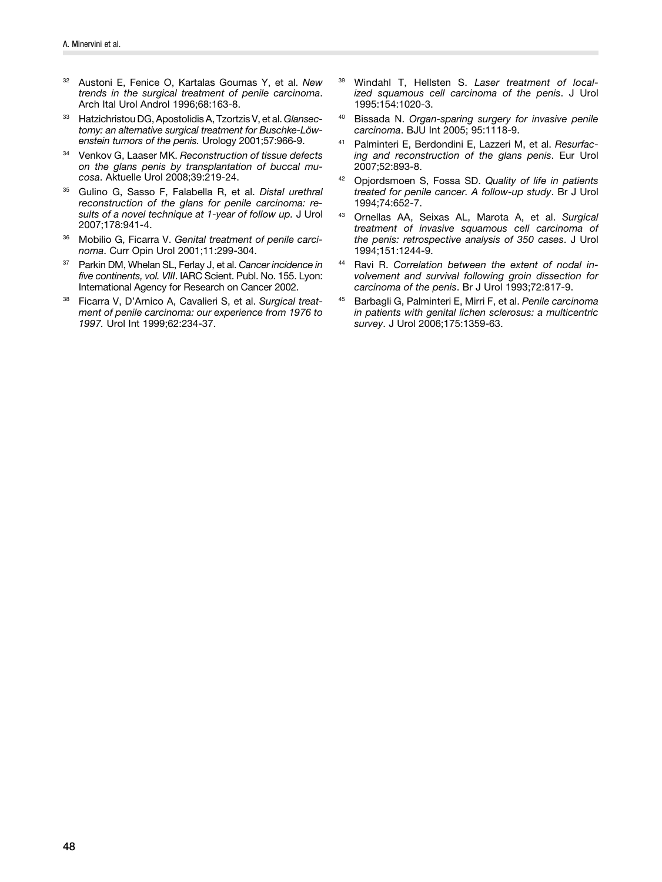32. Austoni E, Fenice O, Kartalas Goumas Y, et al. *New trends in the surgical treatment of penile carcinoma*. Arch Ital Urol Androl 1996;68:163-8.
33. Hatzichristou DG, Apostolidis A, Tzortzis V, et al. *Glansectomy: an alternative surgical treatment for Buschke-Löwenstein tumors of the penis.* Urology 2001;57:966-9.
34. Venkov G, Laaser MK. *Reconstruction of tissue defects on the glans penis by transplantation of buccal mucosa*. Aktuelle Urol 2008;39:219-24.
35. Gulino G, Sasso F, Falabella R, et al. *Distal urethral reconstruction of the glans for penile carcinoma: results of a novel technique at 1-year of follow up.* J Urol 2007;178:941-4.
36. Mobilio G, Ficarra V. *Genital treatment of penile carcinoma*. Curr Opin Urol 2001;11:299-304.
37. Parkin DM, Whelan SL, Ferlay J, et al. *Cancer incidence in five continents, vol. VIII*. IARC Scient. Publ. No. 155. Lyon: International Agency for Research on Cancer 2002.
38. Ficarra V, D'Arnico A, Cavalieri S, et al. *Surgical treatment of penile carcinoma: our experience from 1976 to 1997.* Urol Int 1999;62:234-37.
39. Windahl T, Hellsten S. *Laser treatment of localized squamous cell carcinoma of the penis*. J Urol 1995:154:1020-3.
40. Bissada N. *Organ-sparing surgery for invasive penile carcinoma*. BJU Int 2005; 95:1118-9.
41. Palminteri E, Berdondini E, Lazzeri M, et al. *Resurfacing and reconstruction of the glans penis*. Eur Urol 2007;52:893-8.
42. Opjordsmoen S, Fossa SD. *Quality of life in patients treated for penile cancer. A follow-up study*. Br J Urol 1994;74:652-7.
43. Ornellas AA, Seixas AL, Marota A, et al. *Surgical treatment of invasive squamous cell carcinoma of the penis: retrospective analysis of 350 cases*. J Urol 1994;151:1244-9.
44. Ravi R. *Correlation between the extent of nodal involvement and survival following groin dissection for carcinoma of the penis*. Br J Urol 1993;72:817-9.
45. Barbagli G, Palminteri E, Mirri F, et al. *Penile carcinoma in patients with genital lichen sclerosus: a multicentric survey*. J Urol 2006;175:1359-63.